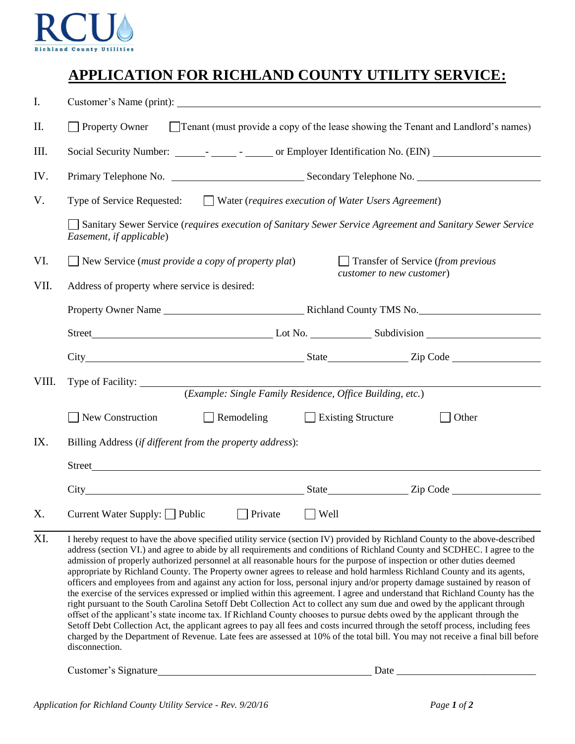RCU
Richland County Utilities

# APPLICATION FOR RICHLAND COUNTY UTILITY SERVICE:

I. Customer's Name (print): ______________________________________________

II. ☐ Property Owner ☐ Tenant (must provide a copy of the lease showing the Tenant and Landlord's names)

III. Social Security Number: ______- _____ - _____ or Employer Identification No. (EIN) ____________________

IV. Primary Telephone No. ________________________ Secondary Telephone No. ______________________

V. Type of Service Requested: ☐ Water (*requires execution of Water Users Agreement*)

☐ Sanitary Sewer Service (*requires execution of Sanitary Sewer Service Agreement and Sanitary Sewer Service Easement, if applicable*)

VI. ☐ New Service (*must provide a copy of property plat*) ☐ Transfer of Service (*from previous customer to new customer*)

VII. Address of property where service is desired:

Property Owner Name __________________________ Richland County TMS No. ______________________

Street __________________________________ Lot No. ___________ Subdivision ______________________

City ________________________________________ State _______________ Zip Code ________________

VIII. Type of Facility: ______________________________________________________________

(*Example: Single Family Residence, Office Building, etc.*)

☐ New Construction ☐ Remodeling ☐ Existing Structure ☐ Other

IX. Billing Address (*if different from the property address*):

Street ____________________________________________________________________________

City ________________________________________ State _______________ Zip Code ________________

X. Current Water Supply: ☐ Public ☐ Private ☐ Well

XI. I hereby request to have the above specified utility service (section IV) provided by Richland County to the above-described address (section VI.) and agree to abide by all requirements and conditions of Richland County and SCDHEC. I agree to the admission of properly authorized personnel at all reasonable hours for the purpose of inspection or other duties deemed appropriate by Richland County. The Property owner agrees to release and hold harmless Richland County and its agents, officers and employees from and against any action for loss, personal injury and/or property damage sustained by reason of the exercise of the services expressed or implied within this agreement. I agree and understand that Richland County has the right pursuant to the South Carolina Setoff Debt Collection Act to collect any sum due and owed by the applicant through offset of the applicant's state income tax. If Richland County chooses to pursue debts owed by the applicant through the Setoff Debt Collection Act, the applicant agrees to pay all fees and costs incurred through the setoff process, including fees charged by the Department of Revenue. Late fees are assessed at 10% of the total bill. You may not receive a final bill before disconnection.

Customer's Signature ________________________________________ Date ___________________________

*Application for Richland County Utility Service - Rev. 9/20/16*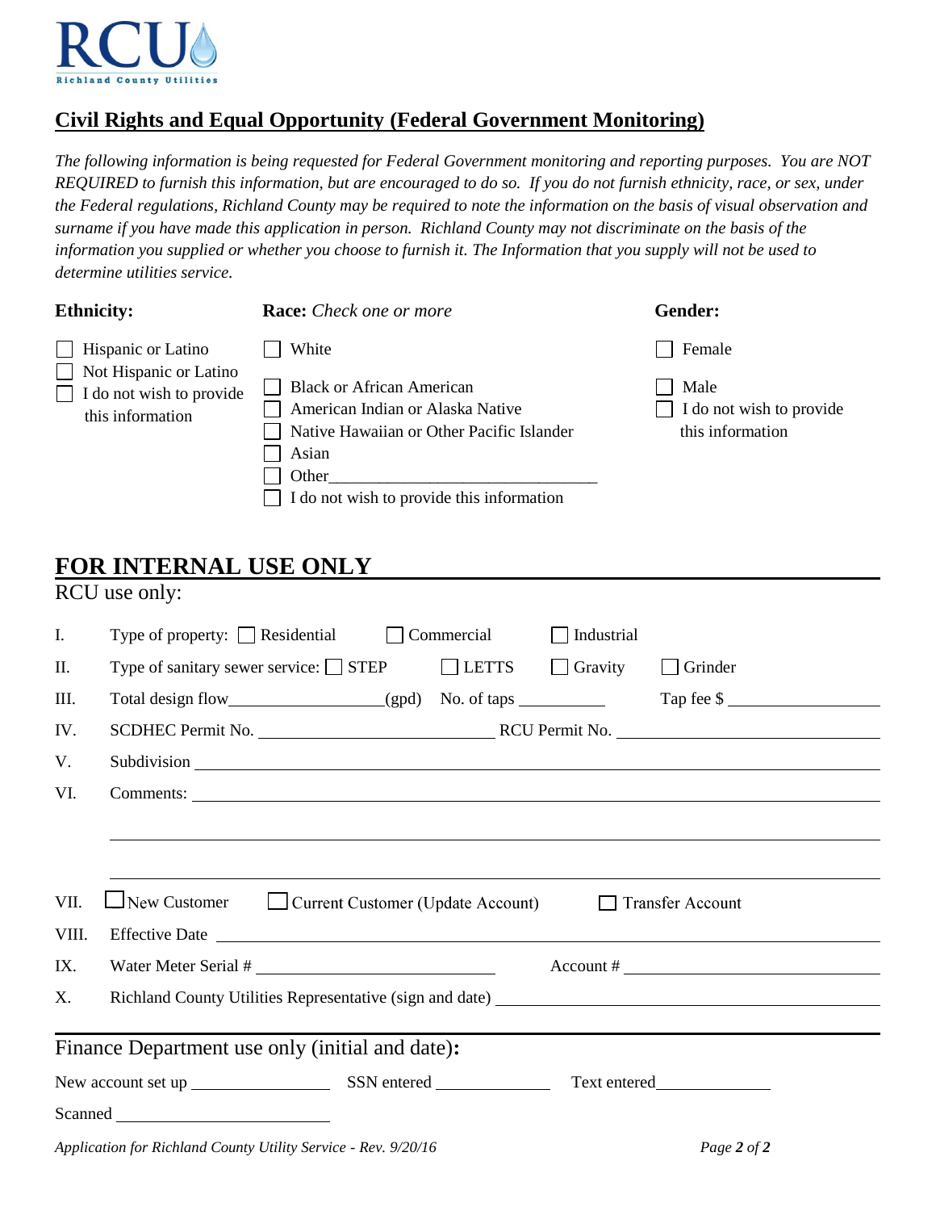RCU
Richland County Utilities

## Civil Rights and Equal Opportunity (Federal Government Monitoring)

*The following information is being requested for Federal Government monitoring and reporting purposes. You are NOT REQUIRED to furnish this information, but are encouraged to do so. If you do not furnish ethnicity, race, or sex, under the Federal regulations, Richland County may be required to note the information on the basis of visual observation and surname if you have made this application in person. Richland County may not discriminate on the basis of the information you supplied or whether you choose to furnish it. The Information that you supply will not be used to determine utilities service.*

**Ethnicity:**

- ☐ Hispanic or Latino
- ☐ Not Hispanic or Latino
- ☐ I do not wish to provide this information

**Race:** *Check one or more*

- ☐ White
- ☐ Black or African American
- ☐ American Indian or Alaska Native
- ☐ Native Hawaiian or Other Pacific Islander
- ☐ Asian
- ☐ Other________________________________
- ☐ I do not wish to provide this information

**Gender:**

- ☐ Female
- ☐ Male
- ☐ I do not wish to provide this information

## FOR INTERNAL USE ONLY

RCU use only:

I. Type of property: ☐ Residential ☐ Commercial ☐ Industrial

II. Type of sanitary sewer service: ☐ STEP ☐ LETTS ☐ Gravity ☐ Grinder

III. Total design flow__________________(gpd) No. of taps __________ Tap fee $ __________________

IV. SCDHEC Permit No. ____________________________ RCU Permit No. ______________________________

V. Subdivision ______________________________________________________________________

VI. Comments: ______________________________________________________________________

______________________________________________________________________

______________________________________________________________________

VII. ☐ New Customer ☐ Current Customer (Update Account) ☐ Transfer Account

VIII. Effective Date ______________________________________________________________________

IX. Water Meter Serial # ____________________________ Account # ______________________________

X. Richland County Utilities Representative (sign and date) ______________________________________

Finance Department use only (initial and date)**:**

New account set up ________________ SSN entered _____________ Text entered_____________

Scanned ________________________

*Application for Richland County Utility Service - Rev. 9/20/16*